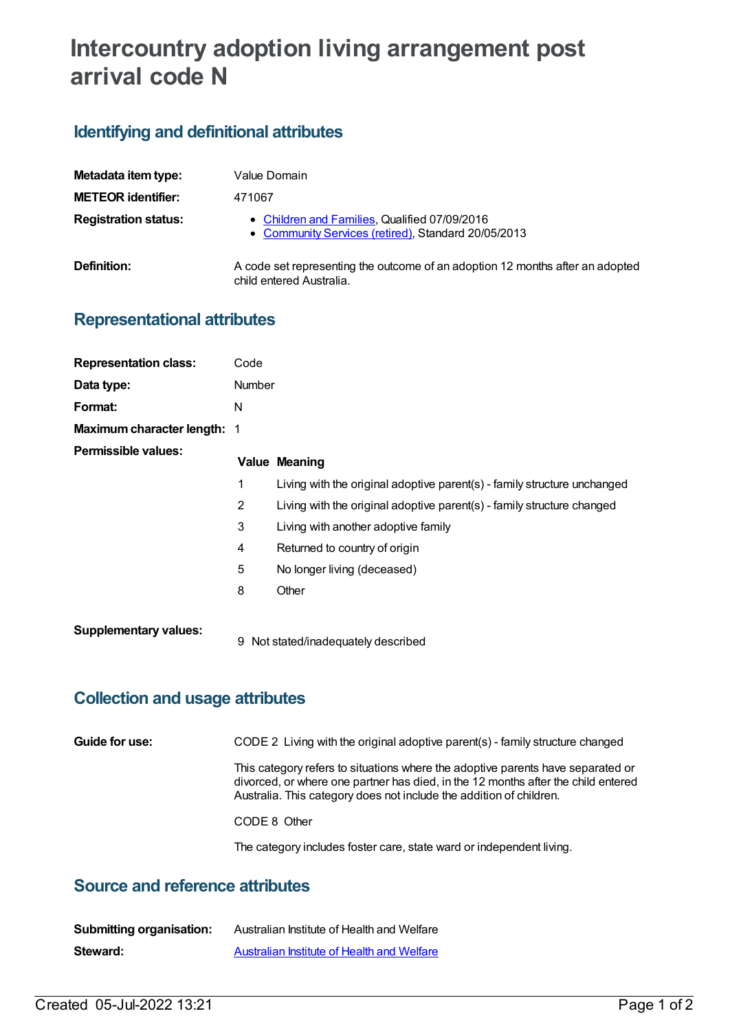# Intercountry adoption living arrangement post arrival code N

## Identifying and definitional attributes

| | |
|---|---|
| **Metadata item type:** | Value Domain |
| **METEOR identifier:** | 471067 |
| **Registration status:** | • Children and Families, Qualified 07/09/2016<br>• Community Services (retired), Standard 20/05/2013 |
| **Definition:** | A code set representing the outcome of an adoption 12 months after an adopted child entered Australia. |

## Representational attributes

| | |
|---|---|
| **Representation class:** | Code |
| **Data type:** | Number |
| **Format:** | N |
| **Maximum character length:** | 1 |

**Permissible values:**

| Value | Meaning |
|---|---|
| 1 | Living with the original adoptive parent(s) - family structure unchanged |
| 2 | Living with the original adoptive parent(s) - family structure changed |
| 3 | Living with another adoptive family |
| 4 | Returned to country of origin |
| 5 | No longer living (deceased) |
| 8 | Other |

**Supplementary values:**

| Value | Meaning |
|---|---|
| 9 | Not stated/inadequately described |

## Collection and usage attributes

**Guide for use:**

CODE 2 Living with the original adoptive parent(s) - family structure changed

This category refers to situations where the adoptive parents have separated or divorced, or where one partner has died, in the 12 months after the child entered Australia. This category does not include the addition of children.

CODE 8 Other

The category includes foster care, state ward or independent living.

## Source and reference attributes

| | |
|---|---|
| **Submitting organisation:** | Australian Institute of Health and Welfare |
| **Steward:** | Australian Institute of Health and Welfare |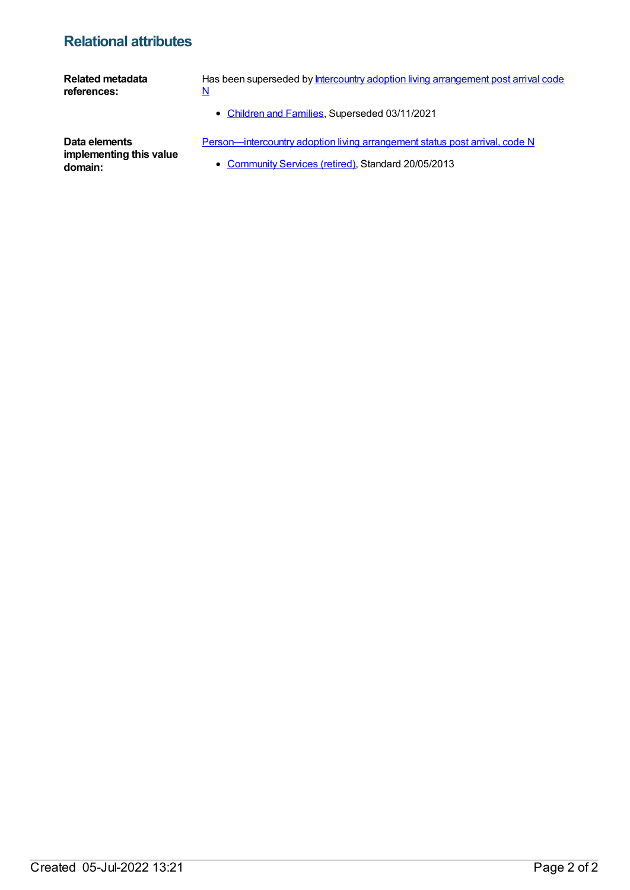## Relational attributes

| | |
|---|---|
| **Related metadata references:** | Has been superseded by Intercountry adoption living arrangement post arrival code N<br><br>• Children and Families, Superseded 03/11/2021 |
| **Data elements implementing this value domain:** | Person—intercountry adoption living arrangement status post arrival, code N<br><br>• Community Services (retired), Standard 20/05/2013 |